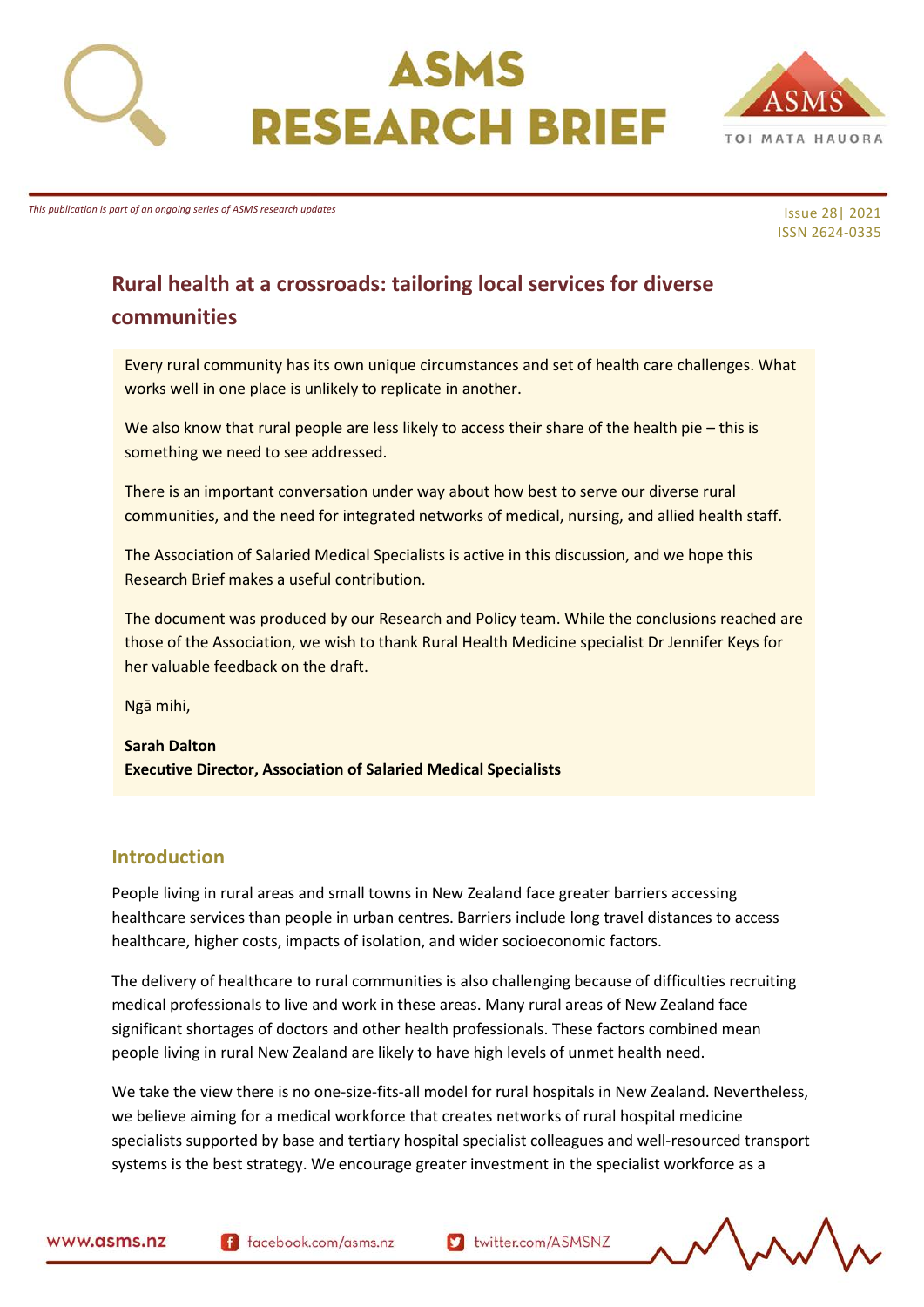# ASMS RESEARCH BRIEF

*This publication is part of an ongoing series of ASMS research updates*

Issue 28| 2021
ISSN 2624-0335

## Rural health at a crossroads: tailoring local services for diverse communities

Every rural community has its own unique circumstances and set of health care challenges. What works well in one place is unlikely to replicate in another.

We also know that rural people are less likely to access their share of the health pie – this is something we need to see addressed.

There is an important conversation under way about how best to serve our diverse rural communities, and the need for integrated networks of medical, nursing, and allied health staff.

The Association of Salaried Medical Specialists is active in this discussion, and we hope this Research Brief makes a useful contribution.

The document was produced by our Research and Policy team. While the conclusions reached are those of the Association, we wish to thank Rural Health Medicine specialist Dr Jennifer Keys for her valuable feedback on the draft.

Ngā mihi,

**Sarah Dalton**
**Executive Director, Association of Salaried Medical Specialists**

## Introduction

People living in rural areas and small towns in New Zealand face greater barriers accessing healthcare services than people in urban centres. Barriers include long travel distances to access healthcare, higher costs, impacts of isolation, and wider socioeconomic factors.

The delivery of healthcare to rural communities is also challenging because of difficulties recruiting medical professionals to live and work in these areas. Many rural areas of New Zealand face significant shortages of doctors and other health professionals. These factors combined mean people living in rural New Zealand are likely to have high levels of unmet health need.

We take the view there is no one-size-fits-all model for rural hospitals in New Zealand. Nevertheless, we believe aiming for a medical workforce that creates networks of rural hospital medicine specialists supported by base and tertiary hospital specialist colleagues and well-resourced transport systems is the best strategy. We encourage greater investment in the specialist workforce as a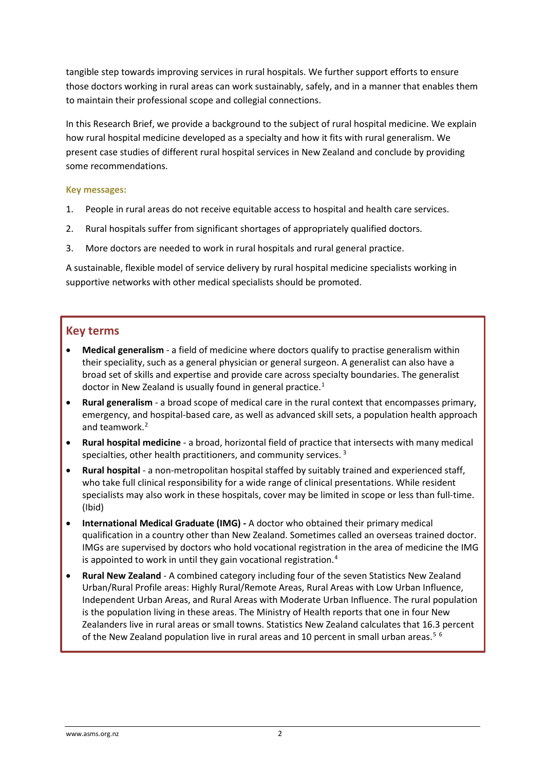tangible step towards improving services in rural hospitals. We further support efforts to ensure those doctors working in rural areas can work sustainably, safely, and in a manner that enables them to maintain their professional scope and collegial connections.

In this Research Brief, we provide a background to the subject of rural hospital medicine. We explain how rural hospital medicine developed as a specialty and how it fits with rural generalism. We present case studies of different rural hospital services in New Zealand and conclude by providing some recommendations.

**Key messages:**

1. People in rural areas do not receive equitable access to hospital and health care services.
2. Rural hospitals suffer from significant shortages of appropriately qualified doctors.
3. More doctors are needed to work in rural hospitals and rural general practice.

A sustainable, flexible model of service delivery by rural hospital medicine specialists working in supportive networks with other medical specialists should be promoted.

## Key terms

- **Medical generalism** - a field of medicine where doctors qualify to practise generalism within their speciality, such as a general physician or general surgeon. A generalist can also have a broad set of skills and expertise and provide care across specialty boundaries. The generalist doctor in New Zealand is usually found in general practice.[1]
- **Rural generalism** - a broad scope of medical care in the rural context that encompasses primary, emergency, and hospital-based care, as well as advanced skill sets, a population health approach and teamwork.[2]
- **Rural hospital medicine** - a broad, horizontal field of practice that intersects with many medical specialties, other health practitioners, and community services. [3]
- **Rural hospital** - a non-metropolitan hospital staffed by suitably trained and experienced staff, who take full clinical responsibility for a wide range of clinical presentations. While resident specialists may also work in these hospitals, cover may be limited in scope or less than full-time. (Ibid)
- **International Medical Graduate (IMG) -** A doctor who obtained their primary medical qualification in a country other than New Zealand. Sometimes called an overseas trained doctor. IMGs are supervised by doctors who hold vocational registration in the area of medicine the IMG is appointed to work in until they gain vocational registration.[4]
- **Rural New Zealand** - A combined category including four of the seven Statistics New Zealand Urban/Rural Profile areas: Highly Rural/Remote Areas, Rural Areas with Low Urban Influence, Independent Urban Areas, and Rural Areas with Moderate Urban Influence. The rural population is the population living in these areas. The Ministry of Health reports that one in four New Zealanders live in rural areas or small towns. Statistics New Zealand calculates that 16.3 percent of the New Zealand population live in rural areas and 10 percent in small urban areas.[5] [6]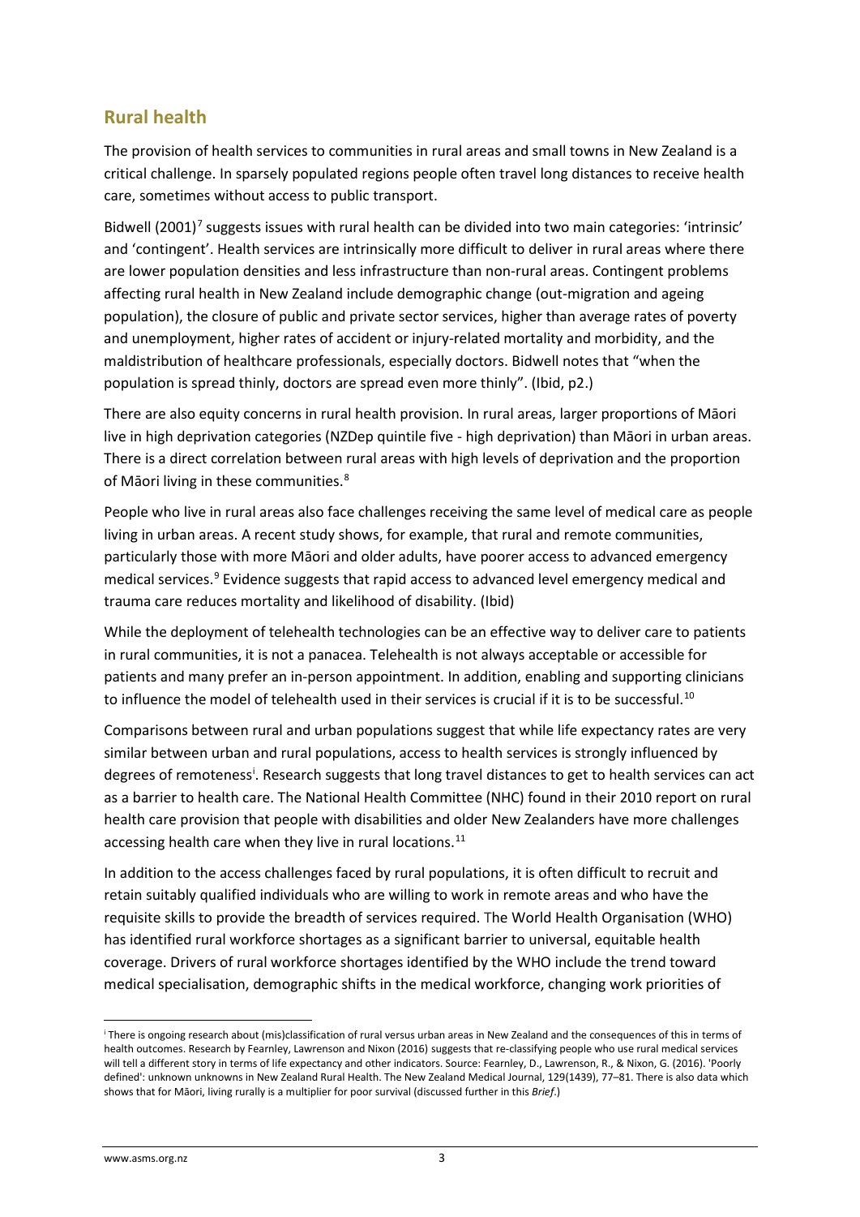## Rural health

The provision of health services to communities in rural areas and small towns in New Zealand is a critical challenge. In sparsely populated regions people often travel long distances to receive health care, sometimes without access to public transport.

Bidwell (2001)[7] suggests issues with rural health can be divided into two main categories: 'intrinsic' and 'contingent'. Health services are intrinsically more difficult to deliver in rural areas where there are lower population densities and less infrastructure than non-rural areas. Contingent problems affecting rural health in New Zealand include demographic change (out-migration and ageing population), the closure of public and private sector services, higher than average rates of poverty and unemployment, higher rates of accident or injury-related mortality and morbidity, and the maldistribution of healthcare professionals, especially doctors. Bidwell notes that "when the population is spread thinly, doctors are spread even more thinly". (Ibid, p2.)

There are also equity concerns in rural health provision. In rural areas, larger proportions of Māori live in high deprivation categories (NZDep quintile five - high deprivation) than Māori in urban areas. There is a direct correlation between rural areas with high levels of deprivation and the proportion of Māori living in these communities.[8]

People who live in rural areas also face challenges receiving the same level of medical care as people living in urban areas. A recent study shows, for example, that rural and remote communities, particularly those with more Māori and older adults, have poorer access to advanced emergency medical services.[9] Evidence suggests that rapid access to advanced level emergency medical and trauma care reduces mortality and likelihood of disability. (Ibid)

While the deployment of telehealth technologies can be an effective way to deliver care to patients in rural communities, it is not a panacea. Telehealth is not always acceptable or accessible for patients and many prefer an in-person appointment. In addition, enabling and supporting clinicians to influence the model of telehealth used in their services is crucial if it is to be successful.[10]

Comparisons between rural and urban populations suggest that while life expectancy rates are very similar between urban and rural populations, access to health services is strongly influenced by degrees of remoteness[i]. Research suggests that long travel distances to get to health services can act as a barrier to health care. The National Health Committee (NHC) found in their 2010 report on rural health care provision that people with disabilities and older New Zealanders have more challenges accessing health care when they live in rural locations.[11]

In addition to the access challenges faced by rural populations, it is often difficult to recruit and retain suitably qualified individuals who are willing to work in remote areas and who have the requisite skills to provide the breadth of services required. The World Health Organisation (WHO) has identified rural workforce shortages as a significant barrier to universal, equitable health coverage. Drivers of rural workforce shortages identified by the WHO include the trend toward medical specialisation, demographic shifts in the medical workforce, changing work priorities of

---

[i] There is ongoing research about (mis)classification of rural versus urban areas in New Zealand and the consequences of this in terms of health outcomes. Research by Fearnley, Lawrenson and Nixon (2016) suggests that re-classifying people who use rural medical services will tell a different story in terms of life expectancy and other indicators. Source: Fearnley, D., Lawrenson, R., & Nixon, G. (2016). 'Poorly defined': unknown unknowns in New Zealand Rural Health. The New Zealand Medical Journal, 129(1439), 77–81. There is also data which shows that for Māori, living rurally is a multiplier for poor survival (discussed further in this *Brief*.)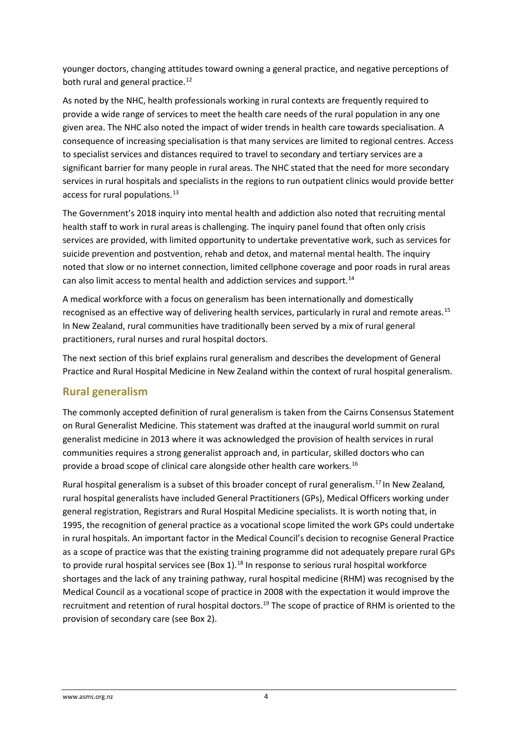younger doctors, changing attitudes toward owning a general practice, and negative perceptions of both rural and general practice.[12]

As noted by the NHC, health professionals working in rural contexts are frequently required to provide a wide range of services to meet the health care needs of the rural population in any one given area. The NHC also noted the impact of wider trends in health care towards specialisation. A consequence of increasing specialisation is that many services are limited to regional centres. Access to specialist services and distances required to travel to secondary and tertiary services are a significant barrier for many people in rural areas. The NHC stated that the need for more secondary services in rural hospitals and specialists in the regions to run outpatient clinics would provide better access for rural populations.[13]

The Government's 2018 inquiry into mental health and addiction also noted that recruiting mental health staff to work in rural areas is challenging. The inquiry panel found that often only crisis services are provided, with limited opportunity to undertake preventative work, such as services for suicide prevention and postvention, rehab and detox, and maternal mental health. The inquiry noted that *s*low or no internet connection, limited cellphone coverage and poor roads in rural areas can also limit access to mental health and addiction services and support.[14]

A medical workforce with a focus on generalism has been internationally and domestically recognised as an effective way of delivering health services, particularly in rural and remote areas.[15] In New Zealand, rural communities have traditionally been served by a mix of rural general practitioners, rural nurses and rural hospital doctors.

The next section of this brief explains rural generalism and describes the development of General Practice and Rural Hospital Medicine in New Zealand within the context of rural hospital generalism.

## Rural generalism

The commonly accepted definition of rural generalism is taken from the Cairns Consensus Statement on Rural Generalist Medicine. This statement was drafted at the inaugural world summit on rural generalist medicine in 2013 where it was acknowledged the provision of health services in rural communities requires a strong generalist approach and, in particular, skilled doctors who can provide a broad scope of clinical care alongside other health care workers.[16]

Rural hospital generalism is a subset of this broader concept of rural generalism.[17] In New Zealand*,* rural hospital generalists have included General Practitioners (GPs), Medical Officers working under general registration, Registrars and Rural Hospital Medicine specialists. It is worth noting that, in 1995, the recognition of general practice as a vocational scope limited the work GPs could undertake in rural hospitals. An important factor in the Medical Council's decision to recognise General Practice as a scope of practice was that the existing training programme did not adequately prepare rural GPs to provide rural hospital services see (Box 1).[18] In response to serious rural hospital workforce shortages and the lack of any training pathway, rural hospital medicine (RHM) was recognised by the Medical Council as a vocational scope of practice in 2008 with the expectation it would improve the recruitment and retention of rural hospital doctors.[19] The scope of practice of RHM is oriented to the provision of secondary care (see Box 2).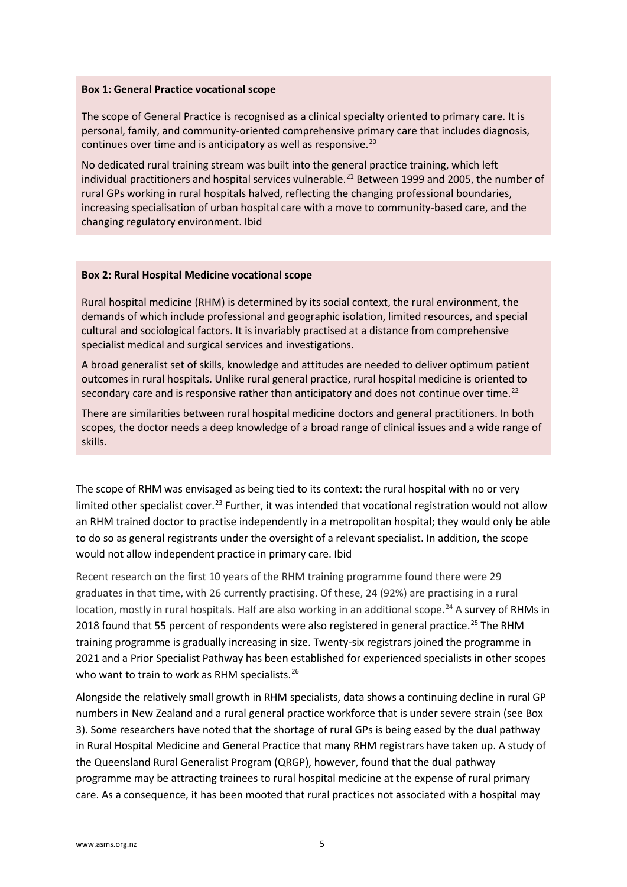**Box 1: General Practice vocational scope**

The scope of General Practice is recognised as a clinical specialty oriented to primary care. It is personal, family, and community-oriented comprehensive primary care that includes diagnosis, continues over time and is anticipatory as well as responsive.[20]

No dedicated rural training stream was built into the general practice training, which left individual practitioners and hospital services vulnerable.[21] Between 1999 and 2005, the number of rural GPs working in rural hospitals halved, reflecting the changing professional boundaries, increasing specialisation of urban hospital care with a move to community-based care, and the changing regulatory environment. Ibid

**Box 2: Rural Hospital Medicine vocational scope**

Rural hospital medicine (RHM) is determined by its social context, the rural environment, the demands of which include professional and geographic isolation, limited resources, and special cultural and sociological factors. It is invariably practised at a distance from comprehensive specialist medical and surgical services and investigations.

A broad generalist set of skills, knowledge and attitudes are needed to deliver optimum patient outcomes in rural hospitals. Unlike rural general practice, rural hospital medicine is oriented to secondary care and is responsive rather than anticipatory and does not continue over time.[22]

There are similarities between rural hospital medicine doctors and general practitioners. In both scopes, the doctor needs a deep knowledge of a broad range of clinical issues and a wide range of skills.

The scope of RHM was envisaged as being tied to its context: the rural hospital with no or very limited other specialist cover.[23] Further, it was intended that vocational registration would not allow an RHM trained doctor to practise independently in a metropolitan hospital; they would only be able to do so as general registrants under the oversight of a relevant specialist. In addition, the scope would not allow independent practice in primary care. Ibid

Recent research on the first 10 years of the RHM training programme found there were 29 graduates in that time, with 26 currently practising. Of these, 24 (92%) are practising in a rural location, mostly in rural hospitals. Half are also working in an additional scope.[24] A survey of RHMs in 2018 found that 55 percent of respondents were also registered in general practice.[25] The RHM training programme is gradually increasing in size. Twenty-six registrars joined the programme in 2021 and a Prior Specialist Pathway has been established for experienced specialists in other scopes who want to train to work as RHM specialists.[26]

Alongside the relatively small growth in RHM specialists, data shows a continuing decline in rural GP numbers in New Zealand and a rural general practice workforce that is under severe strain (see Box 3). Some researchers have noted that the shortage of rural GPs is being eased by the dual pathway in Rural Hospital Medicine and General Practice that many RHM registrars have taken up. A study of the Queensland Rural Generalist Program (QRGP), however, found that the dual pathway programme may be attracting trainees to rural hospital medicine at the expense of rural primary care. As a consequence, it has been mooted that rural practices not associated with a hospital may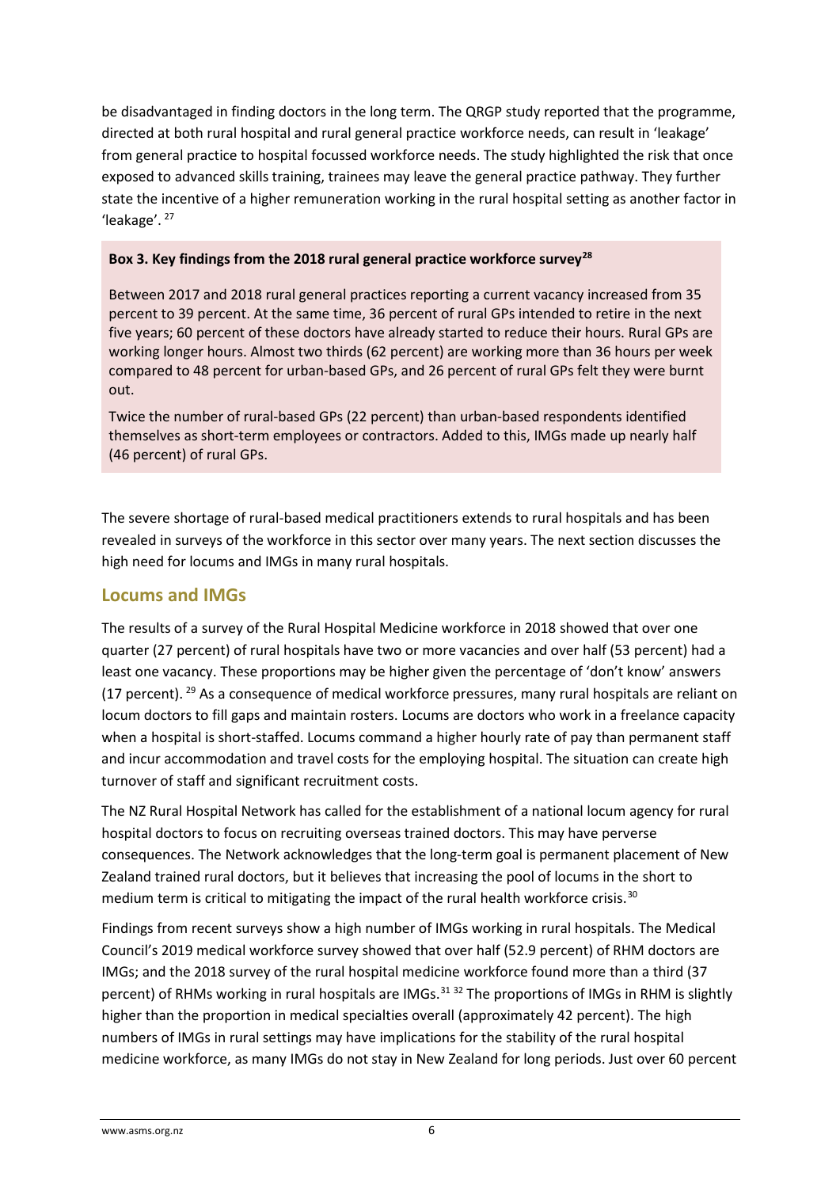be disadvantaged in finding doctors in the long term. The QRGP study reported that the programme, directed at both rural hospital and rural general practice workforce needs, can result in 'leakage' from general practice to hospital focussed workforce needs. The study highlighted the risk that once exposed to advanced skills training, trainees may leave the general practice pathway. They further state the incentive of a higher remuneration working in the rural hospital setting as another factor in 'leakage'. [27]

> **Box 3. Key findings from the 2018 rural general practice workforce survey[28]**
>
> Between 2017 and 2018 rural general practices reporting a current vacancy increased from 35 percent to 39 percent. At the same time, 36 percent of rural GPs intended to retire in the next five years; 60 percent of these doctors have already started to reduce their hours. Rural GPs are working longer hours. Almost two thirds (62 percent) are working more than 36 hours per week compared to 48 percent for urban-based GPs, and 26 percent of rural GPs felt they were burnt out.
>
> Twice the number of rural-based GPs (22 percent) than urban-based respondents identified themselves as short-term employees or contractors. Added to this, IMGs made up nearly half (46 percent) of rural GPs.

The severe shortage of rural-based medical practitioners extends to rural hospitals and has been revealed in surveys of the workforce in this sector over many years. The next section discusses the high need for locums and IMGs in many rural hospitals.

## Locums and IMGs

The results of a survey of the Rural Hospital Medicine workforce in 2018 showed that over one quarter (27 percent) of rural hospitals have two or more vacancies and over half (53 percent) had a least one vacancy. These proportions may be higher given the percentage of 'don't know' answers (17 percent). [29] As a consequence of medical workforce pressures, many rural hospitals are reliant on locum doctors to fill gaps and maintain rosters. Locums are doctors who work in a freelance capacity when a hospital is short-staffed. Locums command a higher hourly rate of pay than permanent staff and incur accommodation and travel costs for the employing hospital. The situation can create high turnover of staff and significant recruitment costs.

The NZ Rural Hospital Network has called for the establishment of a national locum agency for rural hospital doctors to focus on recruiting overseas trained doctors. This may have perverse consequences. The Network acknowledges that the long-term goal is permanent placement of New Zealand trained rural doctors, but it believes that increasing the pool of locums in the short to medium term is critical to mitigating the impact of the rural health workforce crisis. [30]

Findings from recent surveys show a high number of IMGs working in rural hospitals. The Medical Council's 2019 medical workforce survey showed that over half (52.9 percent) of RHM doctors are IMGs; and the 2018 survey of the rural hospital medicine workforce found more than a third (37 percent) of RHMs working in rural hospitals are IMGs. [31] [32] The proportions of IMGs in RHM is slightly higher than the proportion in medical specialties overall (approximately 42 percent). The high numbers of IMGs in rural settings may have implications for the stability of the rural hospital medicine workforce, as many IMGs do not stay in New Zealand for long periods. Just over 60 percent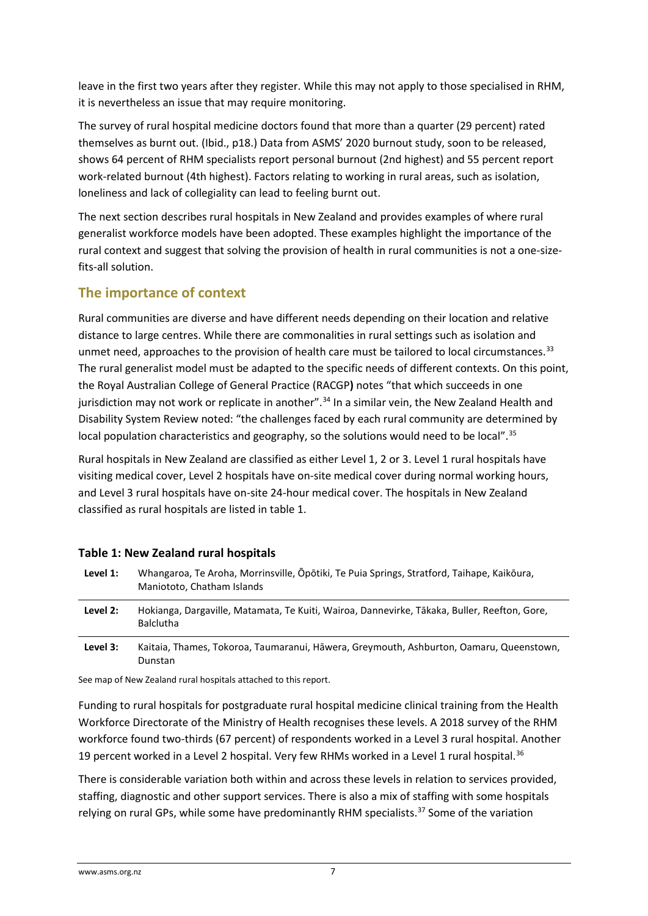leave in the first two years after they register. While this may not apply to those specialised in RHM, it is nevertheless an issue that may require monitoring.

The survey of rural hospital medicine doctors found that more than a quarter (29 percent) rated themselves as burnt out. (Ibid., p18.) Data from ASMS' 2020 burnout study, soon to be released, shows 64 percent of RHM specialists report personal burnout (2nd highest) and 55 percent report work-related burnout (4th highest). Factors relating to working in rural areas, such as isolation, loneliness and lack of collegiality can lead to feeling burnt out.

The next section describes rural hospitals in New Zealand and provides examples of where rural generalist workforce models have been adopted. These examples highlight the importance of the rural context and suggest that solving the provision of health in rural communities is not a one-size-fits-all solution.

## The importance of context

Rural communities are diverse and have different needs depending on their location and relative distance to large centres. While there are commonalities in rural settings such as isolation and unmet need, approaches to the provision of health care must be tailored to local circumstances.[33] The rural generalist model must be adapted to the specific needs of different contexts. On this point, the Royal Australian College of General Practice (RACGP**)** notes "that which succeeds in one jurisdiction may not work or replicate in another".[34] In a similar vein, the New Zealand Health and Disability System Review noted: "the challenges faced by each rural community are determined by local population characteristics and geography, so the solutions would need to be local".[35]

Rural hospitals in New Zealand are classified as either Level 1, 2 or 3. Level 1 rural hospitals have visiting medical cover, Level 2 hospitals have on-site medical cover during normal working hours, and Level 3 rural hospitals have on-site 24-hour medical cover. The hospitals in New Zealand classified as rural hospitals are listed in table 1.

**Table 1: New Zealand rural hospitals**

| | |
|---|---|
| **Level 1:** | Whangaroa, Te Aroha, Morrinsville, Ōpōtiki, Te Puia Springs, Stratford, Taihape, Kaikōura, Maniototo, Chatham Islands |
| **Level 2:** | Hokianga, Dargaville, Matamata, Te Kuiti, Wairoa, Dannevirke, Tākaka, Buller, Reefton, Gore, Balclutha |
| **Level 3:** | Kaitaia, Thames, Tokoroa, Taumaranui, Hāwera, Greymouth, Ashburton, Oamaru, Queenstown, Dunstan |

See map of New Zealand rural hospitals attached to this report.

Funding to rural hospitals for postgraduate rural hospital medicine clinical training from the Health Workforce Directorate of the Ministry of Health recognises these levels. A 2018 survey of the RHM workforce found two-thirds (67 percent) of respondents worked in a Level 3 rural hospital. Another 19 percent worked in a Level 2 hospital. Very few RHMs worked in a Level 1 rural hospital.[36]

There is considerable variation both within and across these levels in relation to services provided, staffing, diagnostic and other support services. There is also a mix of staffing with some hospitals relying on rural GPs, while some have predominantly RHM specialists.[37] Some of the variation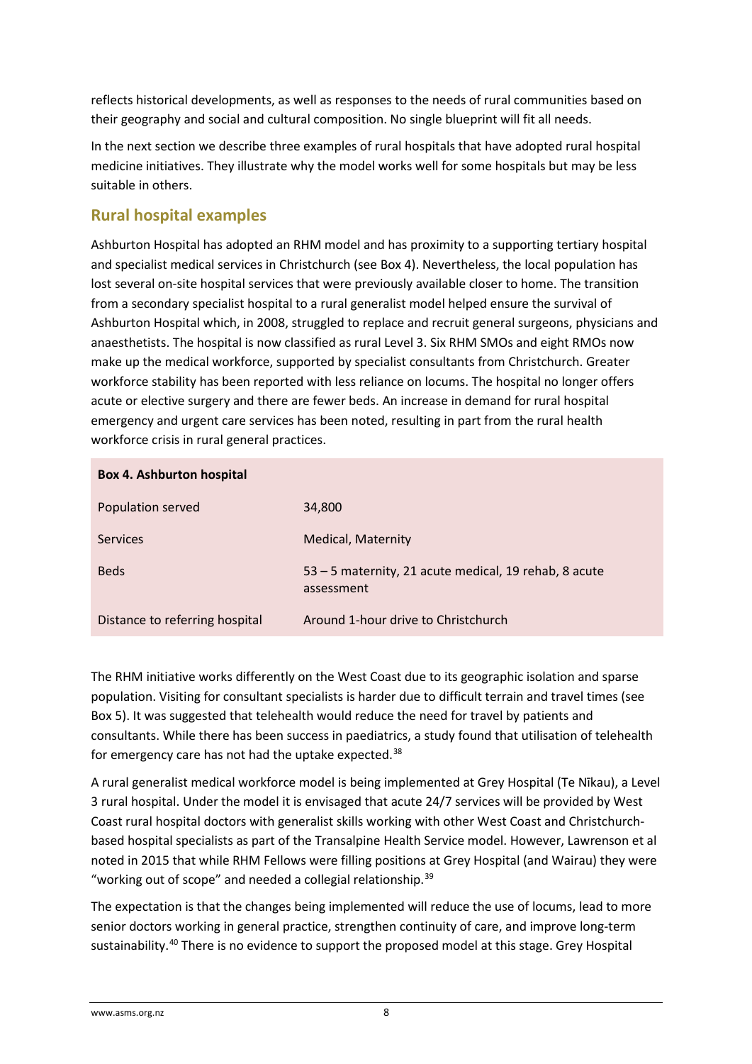reflects historical developments, as well as responses to the needs of rural communities based on their geography and social and cultural composition. No single blueprint will fit all needs.

In the next section we describe three examples of rural hospitals that have adopted rural hospital medicine initiatives. They illustrate why the model works well for some hospitals but may be less suitable in others.

## Rural hospital examples

Ashburton Hospital has adopted an RHM model and has proximity to a supporting tertiary hospital and specialist medical services in Christchurch (see Box 4). Nevertheless, the local population has lost several on-site hospital services that were previously available closer to home. The transition from a secondary specialist hospital to a rural generalist model helped ensure the survival of Ashburton Hospital which, in 2008, struggled to replace and recruit general surgeons, physicians and anaesthetists. The hospital is now classified as rural Level 3. Six RHM SMOs and eight RMOs now make up the medical workforce, supported by specialist consultants from Christchurch. Greater workforce stability has been reported with less reliance on locums. The hospital no longer offers acute or elective surgery and there are fewer beds. An increase in demand for rural hospital emergency and urgent care services has been noted, resulting in part from the rural health workforce crisis in rural general practices.

| **Box 4. Ashburton hospital** | |
|---|---|
| Population served | 34,800 |
| Services | Medical, Maternity |
| Beds | 53 – 5 maternity, 21 acute medical, 19 rehab, 8 acute assessment |
| Distance to referring hospital | Around 1-hour drive to Christchurch |

The RHM initiative works differently on the West Coast due to its geographic isolation and sparse population. Visiting for consultant specialists is harder due to difficult terrain and travel times (see Box 5). It was suggested that telehealth would reduce the need for travel by patients and consultants. While there has been success in paediatrics, a study found that utilisation of telehealth for emergency care has not had the uptake expected.[38]

A rural generalist medical workforce model is being implemented at Grey Hospital (Te Nīkau), a Level 3 rural hospital. Under the model it is envisaged that acute 24/7 services will be provided by West Coast rural hospital doctors with generalist skills working with other West Coast and Christchurch-based hospital specialists as part of the Transalpine Health Service model. However, Lawrenson et al noted in 2015 that while RHM Fellows were filling positions at Grey Hospital (and Wairau) they were "working out of scope" and needed a collegial relationship.[39]

The expectation is that the changes being implemented will reduce the use of locums, lead to more senior doctors working in general practice, strengthen continuity of care, and improve long-term sustainability.[40] There is no evidence to support the proposed model at this stage. Grey Hospital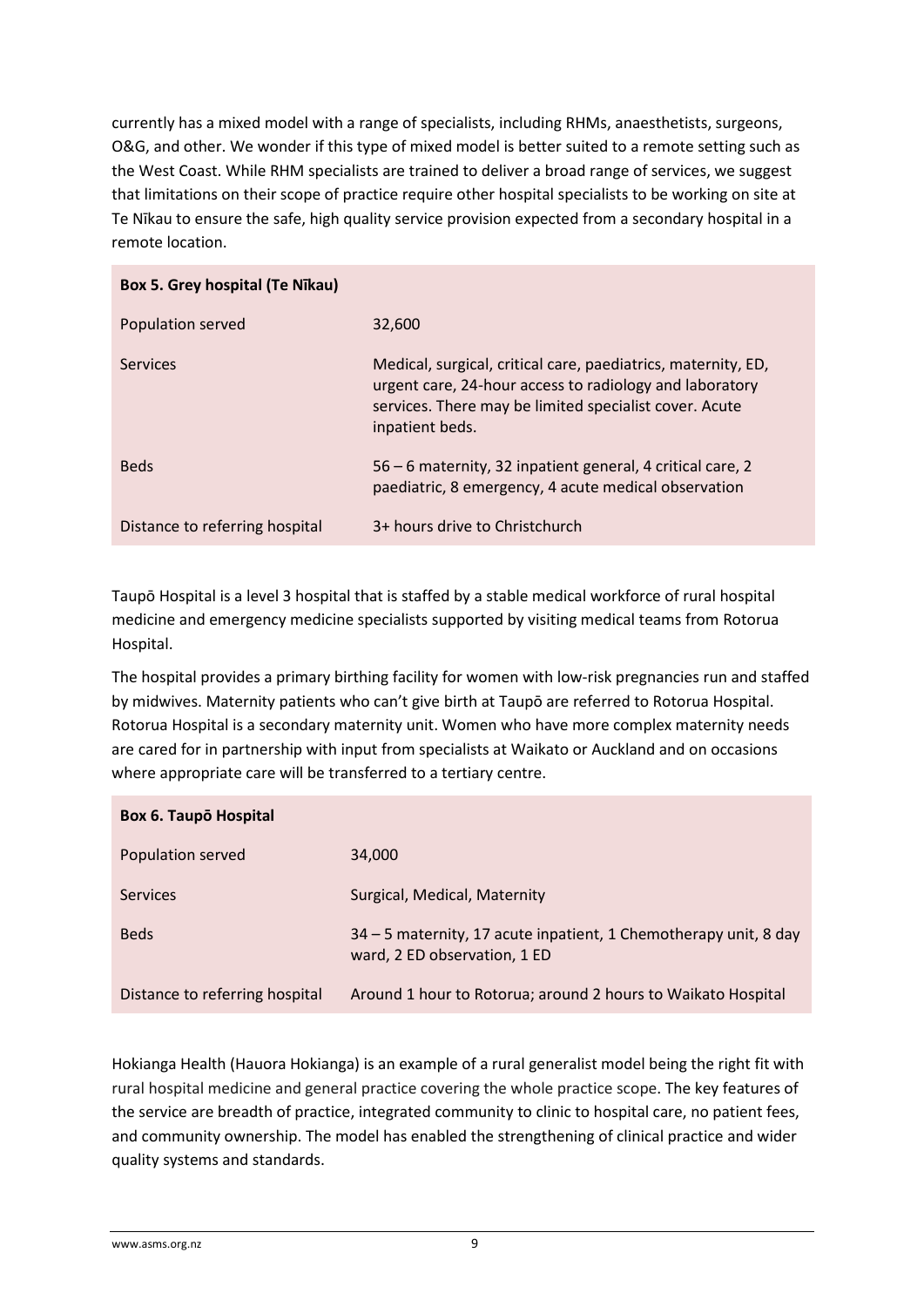currently has a mixed model with a range of specialists, including RHMs, anaesthetists, surgeons, O&G, and other. We wonder if this type of mixed model is better suited to a remote setting such as the West Coast. While RHM specialists are trained to deliver a broad range of services, we suggest that limitations on their scope of practice require other hospital specialists to be working on site at Te Nīkau to ensure the safe, high quality service provision expected from a secondary hospital in a remote location.

| **Box 5. Grey hospital (Te Nīkau)** | |
|---|---|
| Population served | 32,600 |
| Services | Medical, surgical, critical care, paediatrics, maternity, ED, urgent care, 24-hour access to radiology and laboratory services. There may be limited specialist cover. Acute inpatient beds. |
| Beds | 56 – 6 maternity, 32 inpatient general, 4 critical care, 2 paediatric, 8 emergency, 4 acute medical observation |
| Distance to referring hospital | 3+ hours drive to Christchurch |

Taupō Hospital is a level 3 hospital that is staffed by a stable medical workforce of rural hospital medicine and emergency medicine specialists supported by visiting medical teams from Rotorua Hospital.

The hospital provides a primary birthing facility for women with low-risk pregnancies run and staffed by midwives. Maternity patients who can't give birth at Taupō are referred to Rotorua Hospital. Rotorua Hospital is a secondary maternity unit. Women who have more complex maternity needs are cared for in partnership with input from specialists at Waikato or Auckland and on occasions where appropriate care will be transferred to a tertiary centre.

| **Box 6. Taupō Hospital** | |
|---|---|
| Population served | 34,000 |
| Services | Surgical, Medical, Maternity |
| Beds | 34 – 5 maternity, 17 acute inpatient, 1 Chemotherapy unit, 8 day ward, 2 ED observation, 1 ED |
| Distance to referring hospital | Around 1 hour to Rotorua; around 2 hours to Waikato Hospital |

Hokianga Health (Hauora Hokianga) is an example of a rural generalist model being the right fit with rural hospital medicine and general practice covering the whole practice scope. The key features of the service are breadth of practice, integrated community to clinic to hospital care, no patient fees, and community ownership. The model has enabled the strengthening of clinical practice and wider quality systems and standards.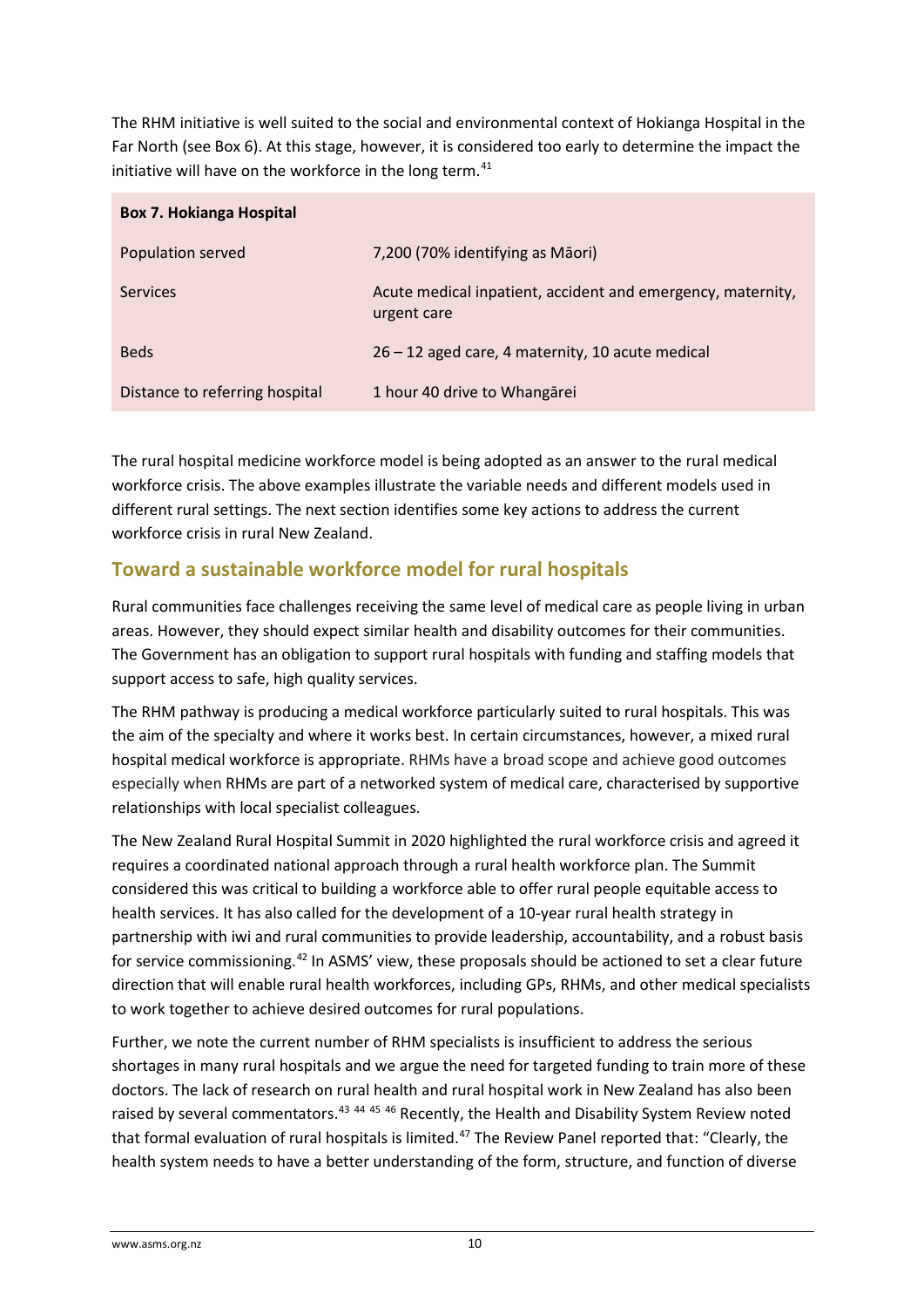The RHM initiative is well suited to the social and environmental context of Hokianga Hospital in the Far North (see Box 6). At this stage, however, it is considered too early to determine the impact the initiative will have on the workforce in the long term.[41]

| **Box 7. Hokianga Hospital** | |
| --- | --- |
| Population served | 7,200 (70% identifying as Māori) |
| Services | Acute medical inpatient, accident and emergency, maternity, urgent care |
| Beds | 26 – 12 aged care, 4 maternity, 10 acute medical |
| Distance to referring hospital | 1 hour 40 drive to Whangārei |

The rural hospital medicine workforce model is being adopted as an answer to the rural medical workforce crisis. The above examples illustrate the variable needs and different models used in different rural settings. The next section identifies some key actions to address the current workforce crisis in rural New Zealand.

## Toward a sustainable workforce model for rural hospitals

Rural communities face challenges receiving the same level of medical care as people living in urban areas. However, they should expect similar health and disability outcomes for their communities. The Government has an obligation to support rural hospitals with funding and staffing models that support access to safe, high quality services.

The RHM pathway is producing a medical workforce particularly suited to rural hospitals. This was the aim of the specialty and where it works best. In certain circumstances, however, a mixed rural hospital medical workforce is appropriate. RHMs have a broad scope and achieve good outcomes especially when RHMs are part of a networked system of medical care, characterised by supportive relationships with local specialist colleagues.

The New Zealand Rural Hospital Summit in 2020 highlighted the rural workforce crisis and agreed it requires a coordinated national approach through a rural health workforce plan. The Summit considered this was critical to building a workforce able to offer rural people equitable access to health services. It has also called for the development of a 10-year rural health strategy in partnership with iwi and rural communities to provide leadership, accountability, and a robust basis for service commissioning.[42] In ASMS' view, these proposals should be actioned to set a clear future direction that will enable rural health workforces, including GPs, RHMs, and other medical specialists to work together to achieve desired outcomes for rural populations.

Further, we note the current number of RHM specialists is insufficient to address the serious shortages in many rural hospitals and we argue the need for targeted funding to train more of these doctors. The lack of research on rural health and rural hospital work in New Zealand has also been raised by several commentators.[43] [44] [45] [46] Recently, the Health and Disability System Review noted that formal evaluation of rural hospitals is limited.[47] The Review Panel reported that: "Clearly, the health system needs to have a better understanding of the form, structure, and function of diverse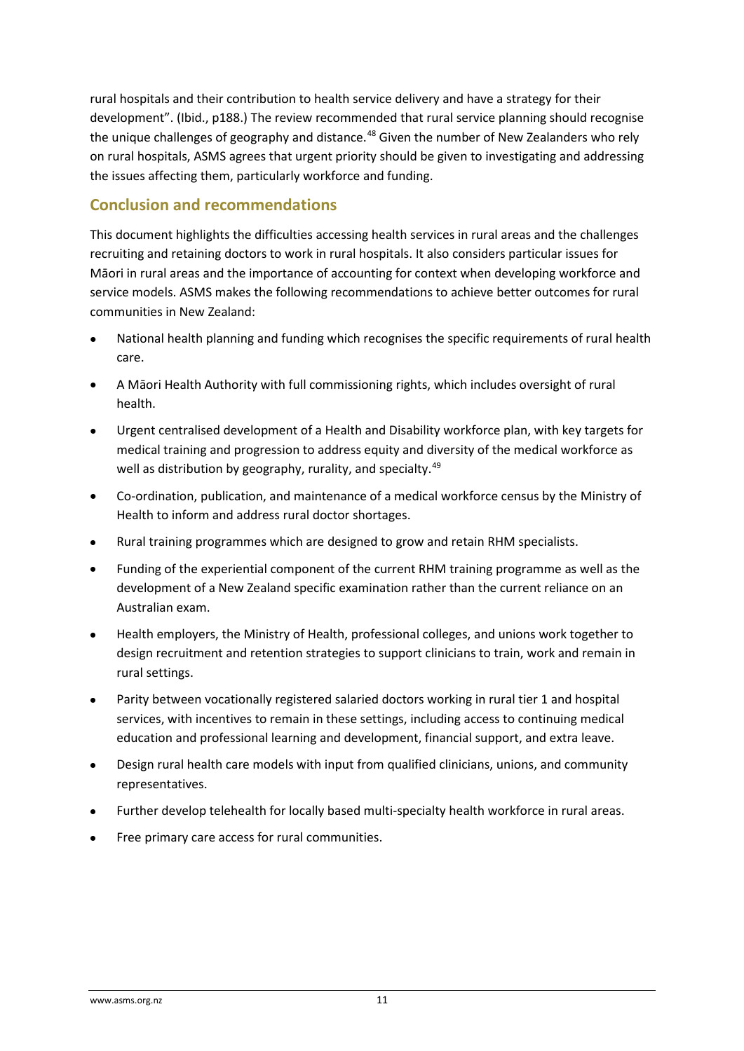rural hospitals and their contribution to health service delivery and have a strategy for their development". (Ibid., p188.) The review recommended that rural service planning should recognise the unique challenges of geography and distance.[48] Given the number of New Zealanders who rely on rural hospitals, ASMS agrees that urgent priority should be given to investigating and addressing the issues affecting them, particularly workforce and funding.

## Conclusion and recommendations

This document highlights the difficulties accessing health services in rural areas and the challenges recruiting and retaining doctors to work in rural hospitals. It also considers particular issues for Māori in rural areas and the importance of accounting for context when developing workforce and service models. ASMS makes the following recommendations to achieve better outcomes for rural communities in New Zealand:

- National health planning and funding which recognises the specific requirements of rural health care.
- A Māori Health Authority with full commissioning rights, which includes oversight of rural health.
- Urgent centralised development of a Health and Disability workforce plan, with key targets for medical training and progression to address equity and diversity of the medical workforce as well as distribution by geography, rurality, and specialty.[49]
- Co-ordination, publication, and maintenance of a medical workforce census by the Ministry of Health to inform and address rural doctor shortages.
- Rural training programmes which are designed to grow and retain RHM specialists.
- Funding of the experiential component of the current RHM training programme as well as the development of a New Zealand specific examination rather than the current reliance on an Australian exam.
- Health employers, the Ministry of Health, professional colleges, and unions work together to design recruitment and retention strategies to support clinicians to train, work and remain in rural settings.
- Parity between vocationally registered salaried doctors working in rural tier 1 and hospital services, with incentives to remain in these settings, including access to continuing medical education and professional learning and development, financial support, and extra leave.
- Design rural health care models with input from qualified clinicians, unions, and community representatives.
- Further develop telehealth for locally based multi-specialty health workforce in rural areas.
- Free primary care access for rural communities.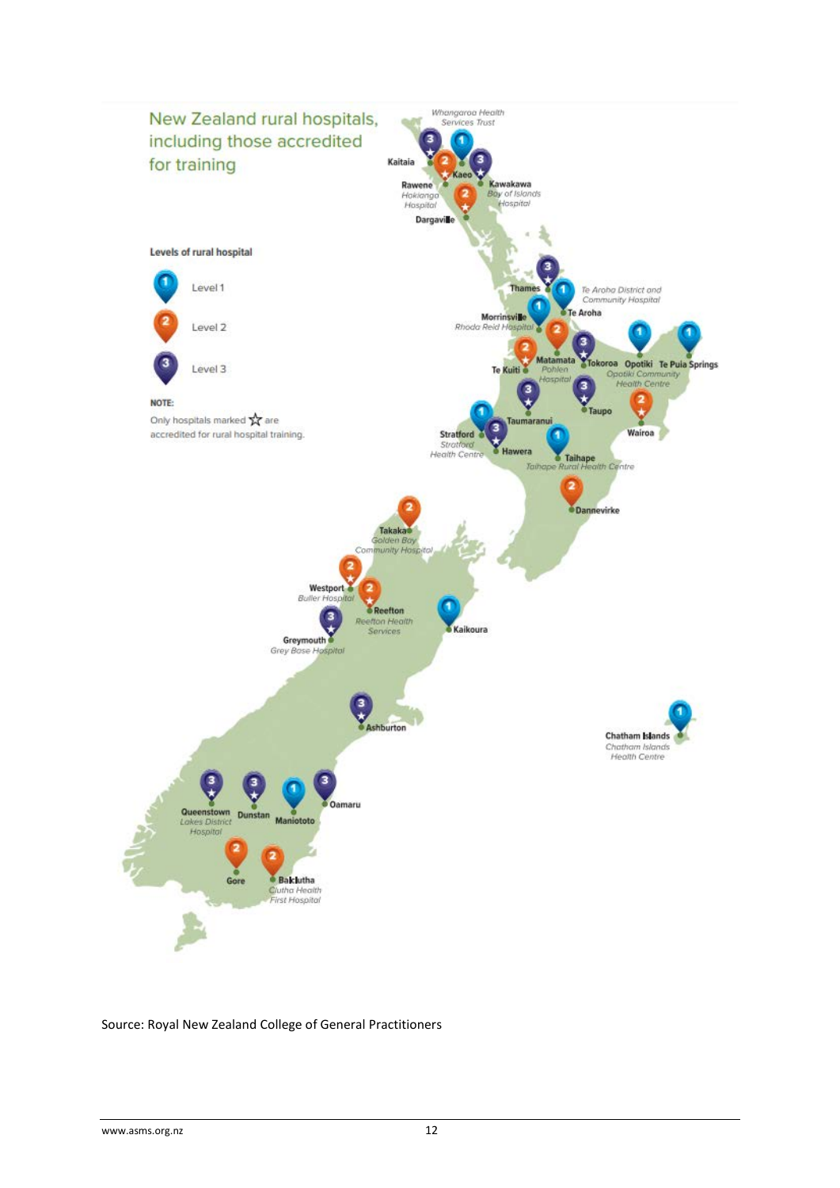## New Zealand rural hospitals, including those accredited for training

**Levels of rural hospital**

- Level 1
- Level 2
- Level 3

**NOTE:**
Only hospitals marked ☆ are accredited for rural hospital training.

Kaitaia, Whangaroa Health Services Trust, Kaeo, Kawakawa *Bay of Islands Hospital*, Rawene *Hokianga Hospital*, Dargaville, Thames, *Te Aroha District and Community Hospital*, Te Aroha, Morrinsville *Rhoda Reid Hospital*, Te Kuiti, Matamata *Pohlen Hospital*, Tokoroa, Opotiki *Opotiki Community Health Centre*, Te Puia Springs, Taupo, Wairoa, Taumaranui, Stratford *Stratford Health Centre*, Hawera, Taihape *Taihape Rural Health Centre*, Dannevirke, Takaka *Golden Bay Community Hospital*, Westport *Buller Hospital*, Reefton *Reefton Health Services*, Greymouth *Grey Base Hospital*, Kaikoura, Ashburton, Chatham Islands *Chatham Islands Health Centre*, Queenstown *Lakes District Hospital*, Dunstan, Maniototo, Oamaru, Gore, Balclutha *Clutha Health First Hospital*

Source: Royal New Zealand College of General Practitioners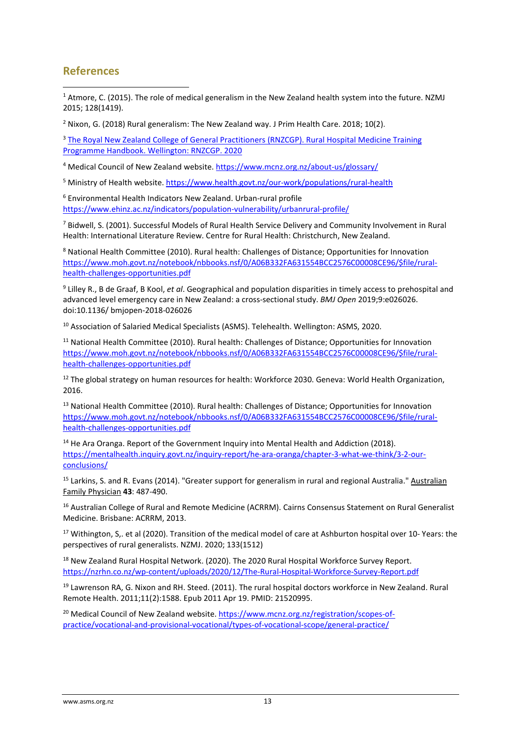## References

[1] Atmore, C. (2015). The role of medical generalism in the New Zealand health system into the future. NZMJ 2015; 128(1419).

[2] Nixon, G. (2018) Rural generalism: The New Zealand way. J Prim Health Care. 2018; 10(2).

[3] The Royal New Zealand College of General Practitioners (RNZCGP). Rural Hospital Medicine Training Programme Handbook. Wellington: RNZCGP. 2020

[4] Medical Council of New Zealand website. https://www.mcnz.org.nz/about-us/glossary/

[5] Ministry of Health website. https://www.health.govt.nz/our-work/populations/rural-health

[6] Environmental Health Indicators New Zealand. Urban-rural profile https://www.ehinz.ac.nz/indicators/population-vulnerability/urbanrural-profile/

[7] Bidwell, S. (2001). Successful Models of Rural Health Service Delivery and Community Involvement in Rural Health: International Literature Review. Centre for Rural Health: Christchurch, New Zealand.

[8] National Health Committee (2010). Rural health: Challenges of Distance; Opportunities for Innovation https://www.moh.govt.nz/notebook/nbbooks.nsf/0/A06B332FA631554BCC2576C00008CE96/$file/rural-health-challenges-opportunities.pdf

[9] Lilley R., B de Graaf, B Kool, *et al*. Geographical and population disparities in timely access to prehospital and advanced level emergency care in New Zealand: a cross-sectional study. *BMJ Open* 2019;9:e026026. doi:10.1136/ bmjopen-2018-026026

[10] Association of Salaried Medical Specialists (ASMS). Telehealth. Wellington: ASMS, 2020.

[11] National Health Committee (2010). Rural health: Challenges of Distance; Opportunities for Innovation https://www.moh.govt.nz/notebook/nbbooks.nsf/0/A06B332FA631554BCC2576C00008CE96/$file/rural-health-challenges-opportunities.pdf

[12] The global strategy on human resources for health: Workforce 2030. Geneva: World Health Organization, 2016.

[13] National Health Committee (2010). Rural health: Challenges of Distance; Opportunities for Innovation https://www.moh.govt.nz/notebook/nbbooks.nsf/0/A06B332FA631554BCC2576C00008CE96/$file/rural-health-challenges-opportunities.pdf

[14] He Ara Oranga. Report of the Government Inquiry into Mental Health and Addiction (2018). https://mentalhealth.inquiry.govt.nz/inquiry-report/he-ara-oranga/chapter-3-what-we-think/3-2-our-conclusions/

[15] Larkins, S. and R. Evans (2014). "Greater support for generalism in rural and regional Australia." Australian Family Physician **43**: 487-490.

[16] Australian College of Rural and Remote Medicine (ACRRM). Cairns Consensus Statement on Rural Generalist Medicine. Brisbane: ACRRM, 2013.

[17] Withington, S,. et al (2020). Transition of the medical model of care at Ashburton hospital over 10- Years: the perspectives of rural generalists. NZMJ. 2020; 133(1512)

[18] New Zealand Rural Hospital Network. (2020). The 2020 Rural Hospital Workforce Survey Report. https://nzrhn.co.nz/wp-content/uploads/2020/12/The-Rural-Hospital-Workforce-Survey-Report.pdf

[19] Lawrenson RA, G. Nixon and RH. Steed. (2011). The rural hospital doctors workforce in New Zealand. Rural Remote Health. 2011;11(2):1588. Epub 2011 Apr 19. PMID: 21520995.

[20] Medical Council of New Zealand website. https://www.mcnz.org.nz/registration/scopes-of-practice/vocational-and-provisional-vocational/types-of-vocational-scope/general-practice/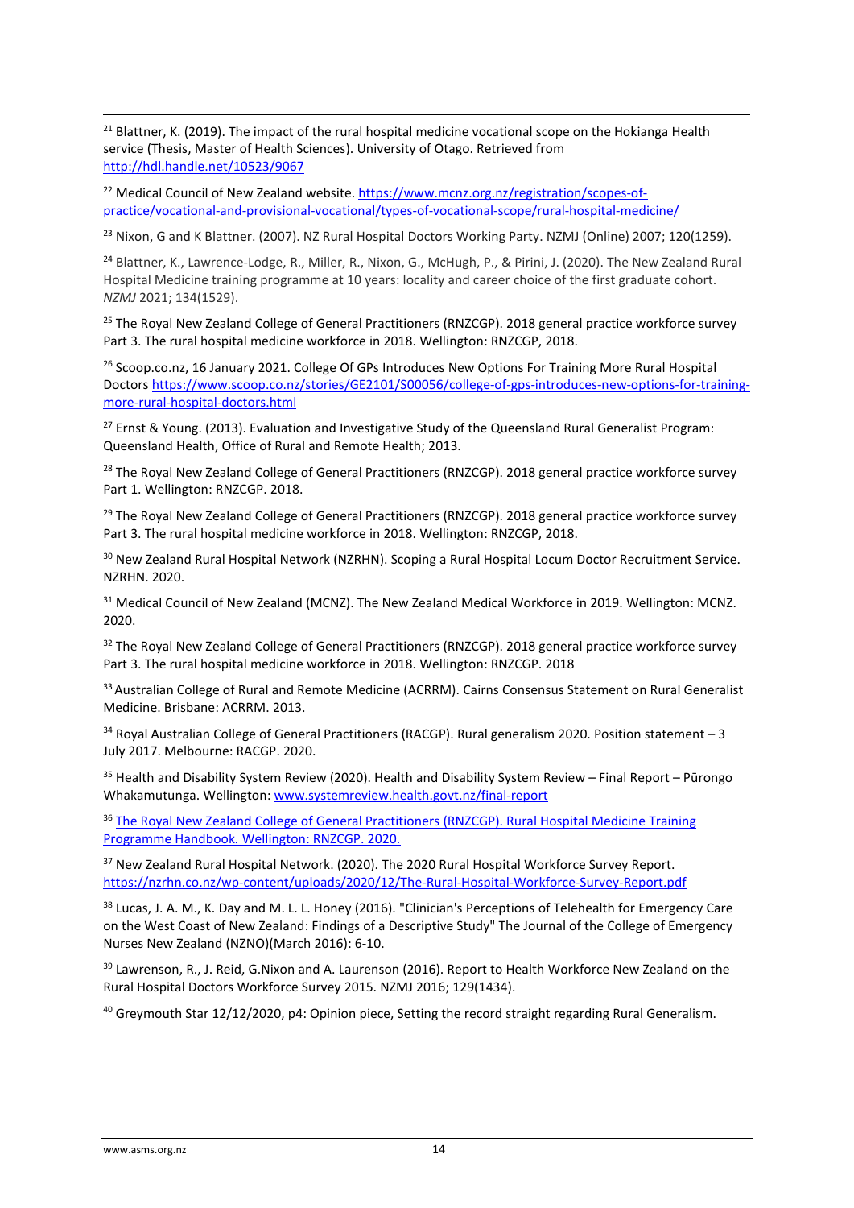[21] Blattner, K. (2019). The impact of the rural hospital medicine vocational scope on the Hokianga Health service (Thesis, Master of Health Sciences). University of Otago. Retrieved from http://hdl.handle.net/10523/9067

[22] Medical Council of New Zealand website. https://www.mcnz.org.nz/registration/scopes-of-practice/vocational-and-provisional-vocational/types-of-vocational-scope/rural-hospital-medicine/

[23] Nixon, G and K Blattner. (2007). NZ Rural Hospital Doctors Working Party. NZMJ (Online) 2007; 120(1259).

[24] Blattner, K., Lawrence-Lodge, R., Miller, R., Nixon, G., McHugh, P., & Pirini, J. (2020). The New Zealand Rural Hospital Medicine training programme at 10 years: locality and career choice of the first graduate cohort. *NZMJ* 2021; 134(1529).

[25] The Royal New Zealand College of General Practitioners (RNZCGP). 2018 general practice workforce survey Part 3. The rural hospital medicine workforce in 2018. Wellington: RNZCGP, 2018.

[26] Scoop.co.nz, 16 January 2021. College Of GPs Introduces New Options For Training More Rural Hospital Doctors https://www.scoop.co.nz/stories/GE2101/S00056/college-of-gps-introduces-new-options-for-training-more-rural-hospital-doctors.html

[27] Ernst & Young. (2013). Evaluation and Investigative Study of the Queensland Rural Generalist Program: Queensland Health, Office of Rural and Remote Health; 2013.

[28] The Royal New Zealand College of General Practitioners (RNZCGP). 2018 general practice workforce survey Part 1. Wellington: RNZCGP. 2018.

[29] The Royal New Zealand College of General Practitioners (RNZCGP). 2018 general practice workforce survey Part 3. The rural hospital medicine workforce in 2018. Wellington: RNZCGP, 2018.

[30] New Zealand Rural Hospital Network (NZRHN). Scoping a Rural Hospital Locum Doctor Recruitment Service. NZRHN. 2020.

[31] Medical Council of New Zealand (MCNZ). The New Zealand Medical Workforce in 2019. Wellington: MCNZ. 2020.

[32] The Royal New Zealand College of General Practitioners (RNZCGP). 2018 general practice workforce survey Part 3. The rural hospital medicine workforce in 2018. Wellington: RNZCGP. 2018

[33] Australian College of Rural and Remote Medicine (ACRRM). Cairns Consensus Statement on Rural Generalist Medicine. Brisbane: ACRRM. 2013.

[34] Royal Australian College of General Practitioners (RACGP). Rural generalism 2020. Position statement – 3 July 2017. Melbourne: RACGP. 2020.

[35] Health and Disability System Review (2020). Health and Disability System Review – Final Report – Pūrongo Whakamutunga. Wellington: www.systemreview.health.govt.nz/final-report

[36] The Royal New Zealand College of General Practitioners (RNZCGP). Rural Hospital Medicine Training Programme Handbook. Wellington: RNZCGP. 2020.

[37] New Zealand Rural Hospital Network. (2020). The 2020 Rural Hospital Workforce Survey Report. https://nzrhn.co.nz/wp-content/uploads/2020/12/The-Rural-Hospital-Workforce-Survey-Report.pdf

[38] Lucas, J. A. M., K. Day and M. L. L. Honey (2016). "Clinician's Perceptions of Telehealth for Emergency Care on the West Coast of New Zealand: Findings of a Descriptive Study" The Journal of the College of Emergency Nurses New Zealand (NZNO)(March 2016): 6-10.

[39] Lawrenson, R., J. Reid, G.Nixon and A. Laurenson (2016). Report to Health Workforce New Zealand on the Rural Hospital Doctors Workforce Survey 2015. NZMJ 2016; 129(1434).

[40] Greymouth Star 12/12/2020, p4: Opinion piece, Setting the record straight regarding Rural Generalism.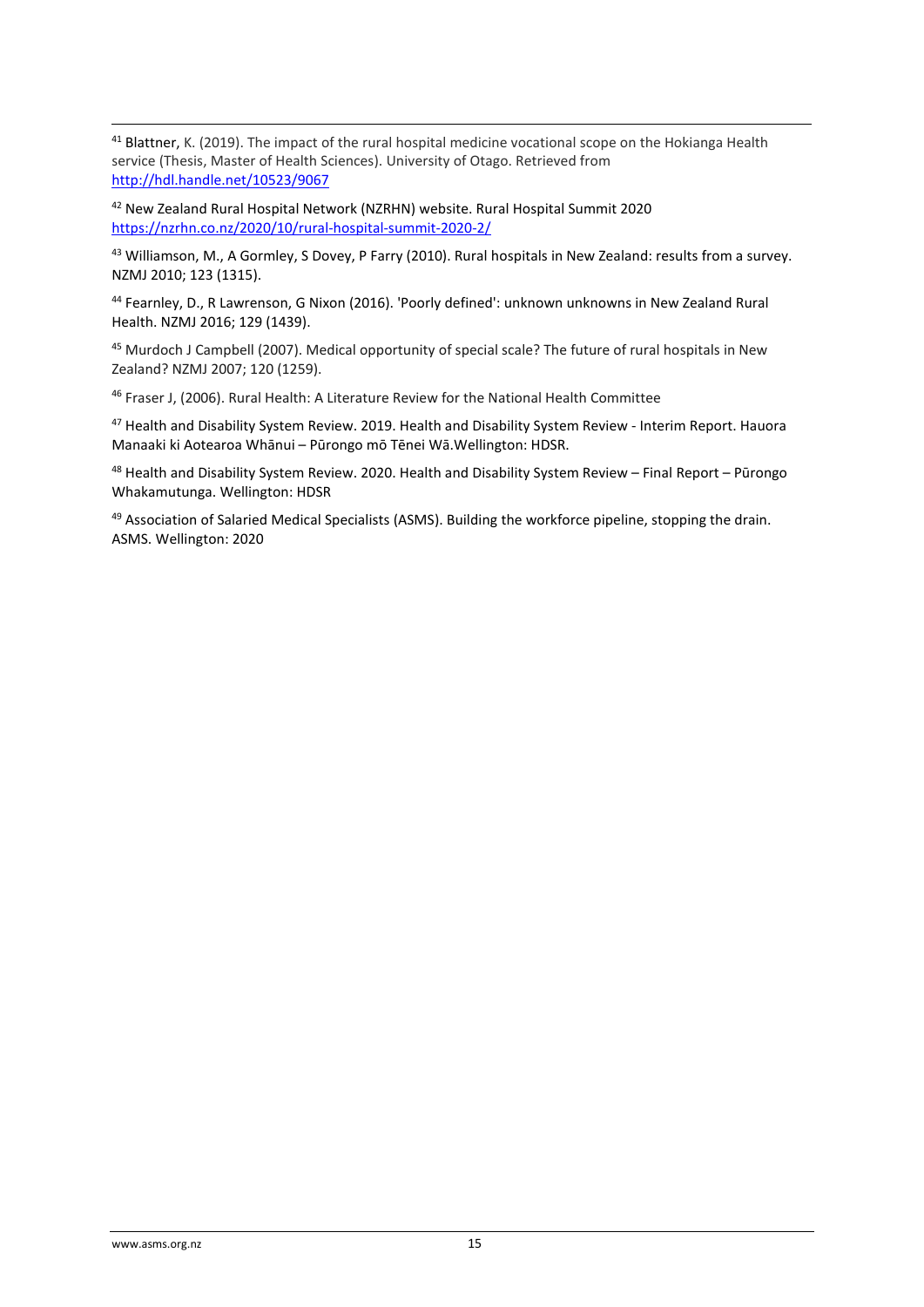[41] Blattner, K. (2019). The impact of the rural hospital medicine vocational scope on the Hokianga Health service (Thesis, Master of Health Sciences). University of Otago. Retrieved from http://hdl.handle.net/10523/9067

[42] New Zealand Rural Hospital Network (NZRHN) website. Rural Hospital Summit 2020 https://nzrhn.co.nz/2020/10/rural-hospital-summit-2020-2/

[43] Williamson, M., A Gormley, S Dovey, P Farry (2010). Rural hospitals in New Zealand: results from a survey. NZMJ 2010; 123 (1315).

[44] Fearnley, D., R Lawrenson, G Nixon (2016). 'Poorly defined': unknown unknowns in New Zealand Rural Health. NZMJ 2016; 129 (1439).

[45] Murdoch J Campbell (2007). Medical opportunity of special scale? The future of rural hospitals in New Zealand? NZMJ 2007; 120 (1259).

[46] Fraser J, (2006). Rural Health: A Literature Review for the National Health Committee

[47] Health and Disability System Review. 2019. Health and Disability System Review - Interim Report. Hauora Manaaki ki Aotearoa Whānui – Pūrongo mō Tēnei Wā.Wellington: HDSR.

[48] Health and Disability System Review. 2020. Health and Disability System Review – Final Report – Pūrongo Whakamutunga. Wellington: HDSR

[49] Association of Salaried Medical Specialists (ASMS). Building the workforce pipeline, stopping the drain. ASMS. Wellington: 2020